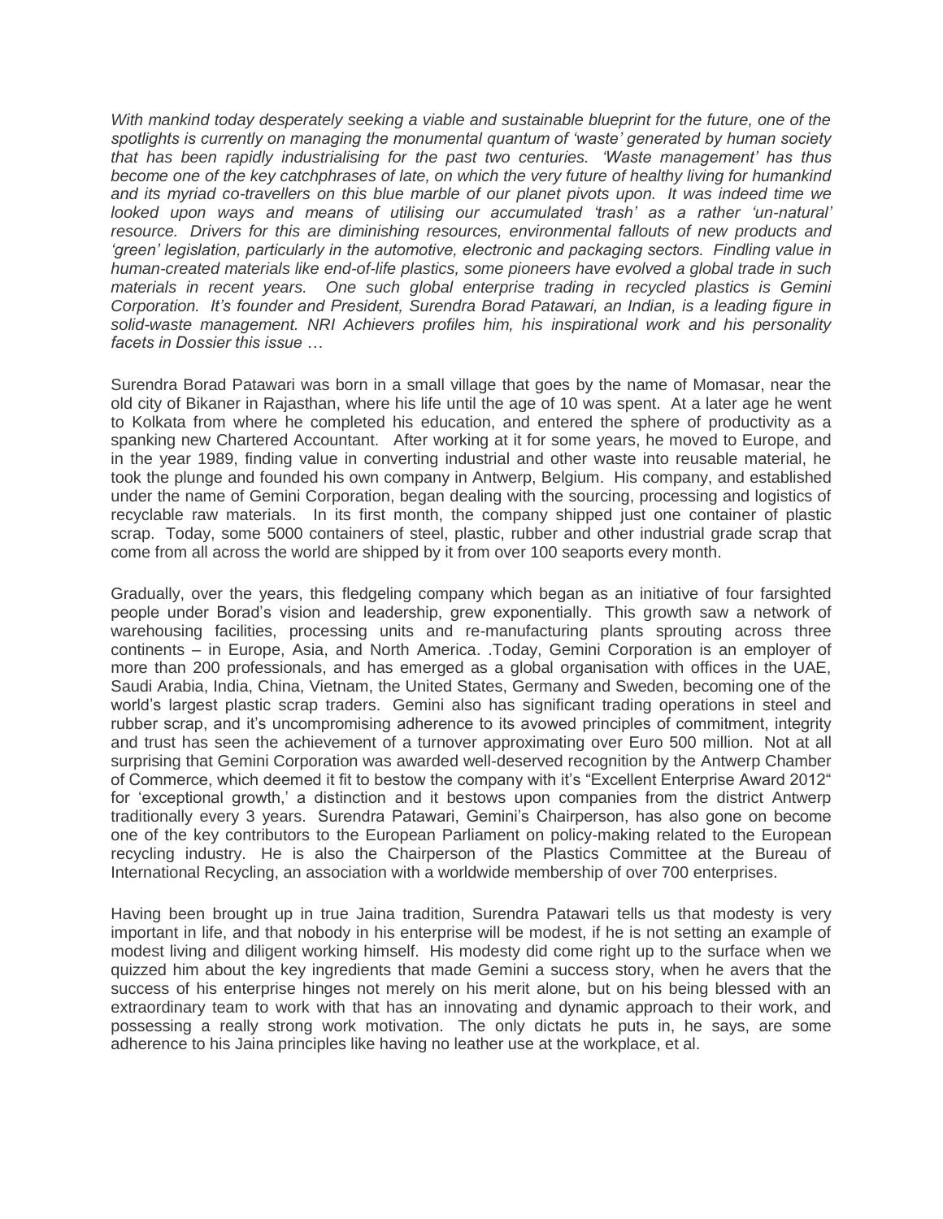*With mankind today desperately seeking a viable and sustainable blueprint for the future, one of the spotlights is currently on managing the monumental quantum of 'waste' generated by human society that has been rapidly industrialising for the past two centuries. 'Waste management' has thus become one of the key catchphrases of late, on which the very future of healthy living for humankind and its myriad co-travellers on this blue marble of our planet pivots upon. It was indeed time we looked upon ways and means of utilising our accumulated 'trash' as a rather 'un-natural' resource. Drivers for this are diminishing resources, environmental fallouts of new products and 'green' legislation, particularly in the automotive, electronic and packaging sectors. Findling value in human-created materials like end-of-life plastics, some pioneers have evolved a global trade in such materials in recent years. One such global enterprise trading in recycled plastics is Gemini Corporation. It's founder and President, Surendra Borad Patawari, an Indian, is a leading figure in solid-waste management. NRI Achievers profiles him, his inspirational work and his personality facets in Dossier this issue …*

Surendra Borad Patawari was born in a small village that goes by the name of Momasar, near the old city of Bikaner in Rajasthan, where his life until the age of 10 was spent. At a later age he went to Kolkata from where he completed his education, and entered the sphere of productivity as a spanking new Chartered Accountant. After working at it for some years, he moved to Europe, and in the year 1989, finding value in converting industrial and other waste into reusable material, he took the plunge and founded his own company in Antwerp, Belgium. His company, and established under the name of Gemini Corporation, began dealing with the sourcing, processing and logistics of recyclable raw materials. In its first month, the company shipped just one container of plastic scrap. Today, some 5000 containers of steel, plastic, rubber and other industrial grade scrap that come from all across the world are shipped by it from over 100 seaports every month.

Gradually, over the years, this fledgeling company which began as an initiative of four farsighted people under Borad's vision and leadership, grew exponentially. This growth saw a network of warehousing facilities, processing units and re-manufacturing plants sprouting across three continents – in Europe, Asia, and North America. .Today, Gemini Corporation is an employer of more than 200 professionals, and has emerged as a global organisation with offices in the UAE, Saudi Arabia, India, China, Vietnam, the United States, Germany and Sweden, becoming one of the world's largest plastic scrap traders. Gemini also has significant trading operations in steel and rubber scrap, and it's uncompromising adherence to its avowed principles of commitment, integrity and trust has seen the achievement of a turnover approximating over Euro 500 million. Not at all surprising that Gemini Corporation was awarded well-deserved recognition by the Antwerp Chamber of Commerce, which deemed it fit to bestow the company with it's "Excellent Enterprise Award 2012" for 'exceptional growth,' a distinction and it bestows upon companies from the district Antwerp traditionally every 3 years. Surendra Patawari, Gemini's Chairperson, has also gone on become one of the key contributors to the European Parliament on policy-making related to the European recycling industry. He is also the Chairperson of the Plastics Committee at the Bureau of International Recycling, an association with a worldwide membership of over 700 enterprises.

Having been brought up in true Jaina tradition, Surendra Patawari tells us that modesty is very important in life, and that nobody in his enterprise will be modest, if he is not setting an example of modest living and diligent working himself. His modesty did come right up to the surface when we quizzed him about the key ingredients that made Gemini a success story, when he avers that the success of his enterprise hinges not merely on his merit alone, but on his being blessed with an extraordinary team to work with that has an innovating and dynamic approach to their work, and possessing a really strong work motivation. The only dictats he puts in, he says, are some adherence to his Jaina principles like having no leather use at the workplace, et al.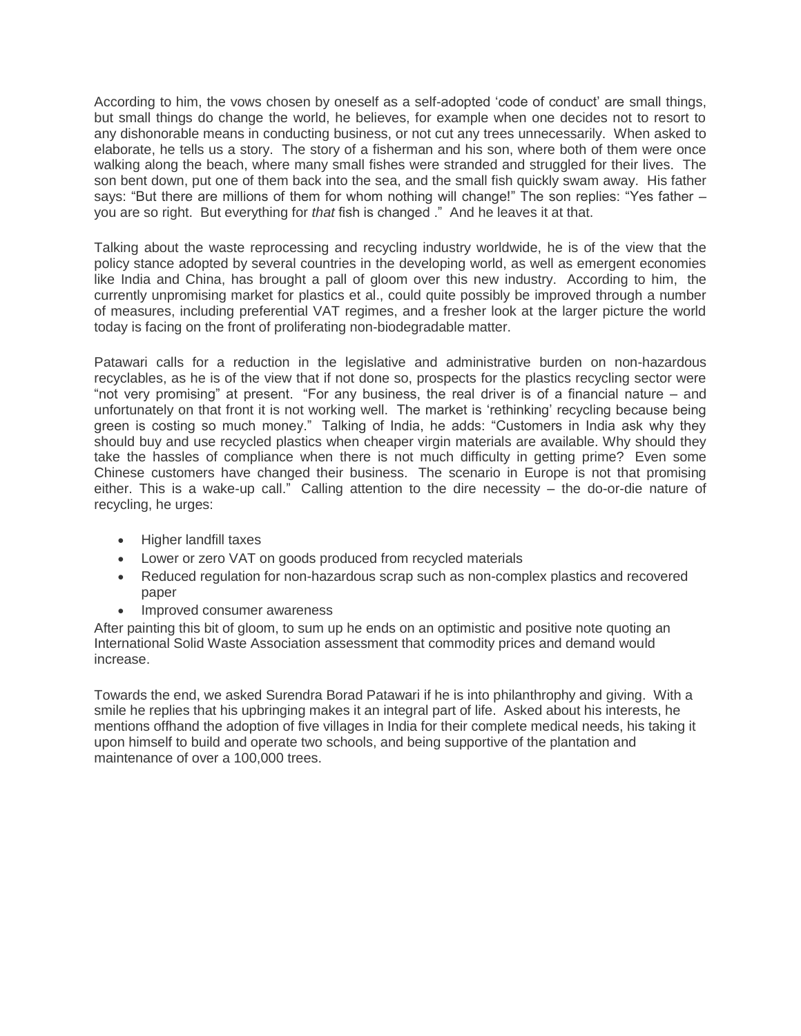According to him, the vows chosen by oneself as a self-adopted 'code of conduct' are small things, but small things do change the world, he believes, for example when one decides not to resort to any dishonorable means in conducting business, or not cut any trees unnecessarily. When asked to elaborate, he tells us a story. The story of a fisherman and his son, where both of them were once walking along the beach, where many small fishes were stranded and struggled for their lives. The son bent down, put one of them back into the sea, and the small fish quickly swam away. His father says: "But there are millions of them for whom nothing will change!" The son replies: "Yes father – you are so right. But everything for *that* fish is changed ." And he leaves it at that.

Talking about the waste reprocessing and recycling industry worldwide, he is of the view that the policy stance adopted by several countries in the developing world, as well as emergent economies like India and China, has brought a pall of gloom over this new industry. According to him, the currently unpromising market for plastics et al., could quite possibly be improved through a number of measures, including preferential VAT regimes, and a fresher look at the larger picture the world today is facing on the front of proliferating non-biodegradable matter.

Patawari calls for a reduction in the legislative and administrative burden on non-hazardous recyclables, as he is of the view that if not done so, prospects for the plastics recycling sector were "not very promising" at present. "For any business, the real driver is of a financial nature – and unfortunately on that front it is not working well. The market is 'rethinking' recycling because being green is costing so much money." Talking of India, he adds: "Customers in India ask why they should buy and use recycled plastics when cheaper virgin materials are available. Why should they take the hassles of compliance when there is not much difficulty in getting prime? Even some Chinese customers have changed their business. The scenario in Europe is not that promising either. This is a wake-up call." Calling attention to the dire necessity – the do-or-die nature of recycling, he urges:

- Higher landfill taxes
- Lower or zero VAT on goods produced from recycled materials
- Reduced regulation for non-hazardous scrap such as non-complex plastics and recovered paper
- Improved consumer awareness

After painting this bit of gloom, to sum up he ends on an optimistic and positive note quoting an International Solid Waste Association assessment that commodity prices and demand would increase.

Towards the end, we asked Surendra Borad Patawari if he is into philanthrophy and giving. With a smile he replies that his upbringing makes it an integral part of life. Asked about his interests, he mentions offhand the adoption of five villages in India for their complete medical needs, his taking it upon himself to build and operate two schools, and being supportive of the plantation and maintenance of over a 100,000 trees.